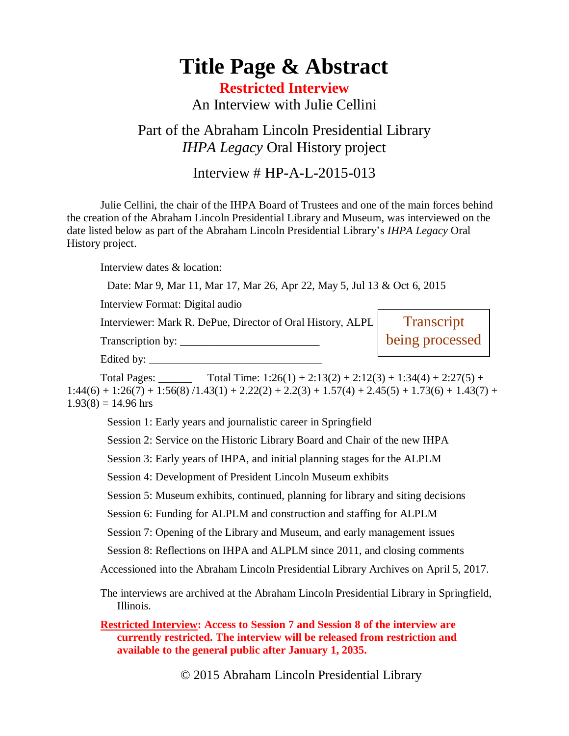# Title Page & Abstract

**Restricted Interview**

An Interview with Julie Cellini

Part of the Abraham Lincoln Presidential Library *IHPA Legacy* Oral History project

Interview # HP-A-L-2015-013

Julie Cellini, the chair of the IHPA Board of Trustees and one of the main forces behind the creation of the Abraham Lincoln Presidential Library and Museum, was interviewed on the date listed below as part of the Abraham Lincoln Presidential Library's *IHPA Legacy* Oral History project.

Interview dates & location:

Date: Mar 9, Mar 11, Mar 17, Mar 26, Apr 22, May 5, Jul 13 & Oct 6, 2015

Interview Format: Digital audio

Interviewer: Mark R. DePue, Director of Oral History, ALPL

Transcription by: _________________________

Edited by: ________________________________

Transcript being processed

Total Pages: ______ Total Time: 1:26(1) + 2:13(2) + 2:12(3) + 1:34(4) + 2:27(5) + 1:44(6) + 1:26(7) + 1:56(8) /1.43(1) + 2.22(2) + 2.2(3) + 1.57(4) + 2.45(5) + 1.73(6) + 1.43(7) + 1.93(8) = 14.96 hrs

Session 1: Early years and journalistic career in Springfield

Session 2: Service on the Historic Library Board and Chair of the new IHPA

Session 3: Early years of IHPA, and initial planning stages for the ALPLM

Session 4: Development of President Lincoln Museum exhibits

Session 5: Museum exhibits, continued, planning for library and siting decisions

Session 6: Funding for ALPLM and construction and staffing for ALPLM

Session 7: Opening of the Library and Museum, and early management issues

Session 8: Reflections on IHPA and ALPLM since 2011, and closing comments

Accessioned into the Abraham Lincoln Presidential Library Archives on April 5, 2017.

The interviews are archived at the Abraham Lincoln Presidential Library in Springfield, Illinois.

**Restricted Interview: Access to Session 7 and Session 8 of the interview are currently restricted. The interview will be released from restriction and available to the general public after January 1, 2035.**

© 2015 Abraham Lincoln Presidential Library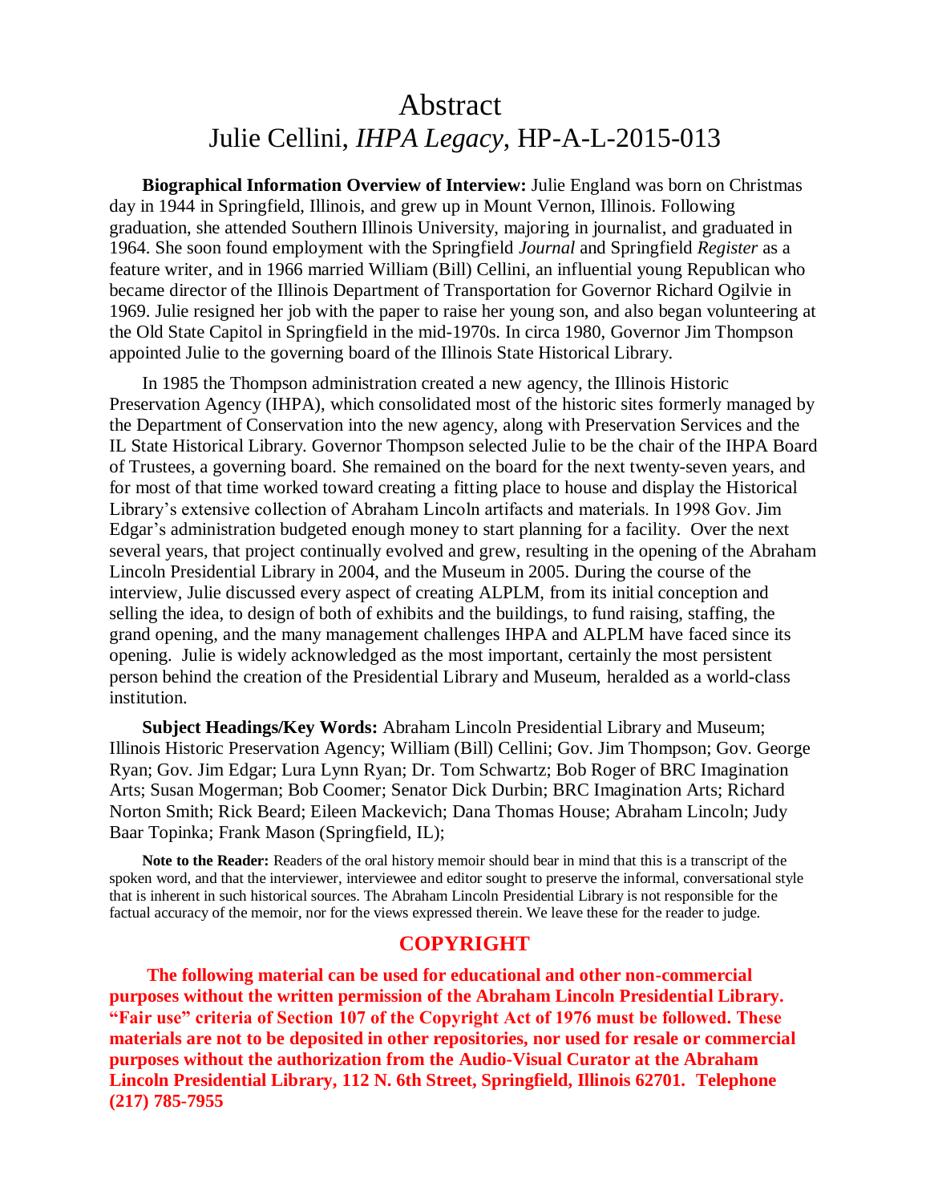# Abstract
# Julie Cellini, *IHPA Legacy*, HP-A-L-2015-013

**Biographical Information Overview of Interview:** Julie England was born on Christmas day in 1944 in Springfield, Illinois, and grew up in Mount Vernon, Illinois. Following graduation, she attended Southern Illinois University, majoring in journalist, and graduated in 1964. She soon found employment with the Springfield *Journal* and Springfield *Register* as a feature writer, and in 1966 married William (Bill) Cellini, an influential young Republican who became director of the Illinois Department of Transportation for Governor Richard Ogilvie in 1969. Julie resigned her job with the paper to raise her young son, and also began volunteering at the Old State Capitol in Springfield in the mid-1970s. In circa 1980, Governor Jim Thompson appointed Julie to the governing board of the Illinois State Historical Library.

In 1985 the Thompson administration created a new agency, the Illinois Historic Preservation Agency (IHPA), which consolidated most of the historic sites formerly managed by the Department of Conservation into the new agency, along with Preservation Services and the IL State Historical Library. Governor Thompson selected Julie to be the chair of the IHPA Board of Trustees, a governing board. She remained on the board for the next twenty-seven years, and for most of that time worked toward creating a fitting place to house and display the Historical Library's extensive collection of Abraham Lincoln artifacts and materials. In 1998 Gov. Jim Edgar's administration budgeted enough money to start planning for a facility. Over the next several years, that project continually evolved and grew, resulting in the opening of the Abraham Lincoln Presidential Library in 2004, and the Museum in 2005. During the course of the interview, Julie discussed every aspect of creating ALPLM, from its initial conception and selling the idea, to design of both of exhibits and the buildings, to fund raising, staffing, the grand opening, and the many management challenges IHPA and ALPLM have faced since its opening. Julie is widely acknowledged as the most important, certainly the most persistent person behind the creation of the Presidential Library and Museum, heralded as a world-class institution.

**Subject Headings/Key Words:** Abraham Lincoln Presidential Library and Museum; Illinois Historic Preservation Agency; William (Bill) Cellini; Gov. Jim Thompson; Gov. George Ryan; Gov. Jim Edgar; Lura Lynn Ryan; Dr. Tom Schwartz; Bob Roger of BRC Imagination Arts; Susan Mogerman; Bob Coomer; Senator Dick Durbin; BRC Imagination Arts; Richard Norton Smith; Rick Beard; Eileen Mackevich; Dana Thomas House; Abraham Lincoln; Judy Baar Topinka; Frank Mason (Springfield, IL);

**Note to the Reader:** Readers of the oral history memoir should bear in mind that this is a transcript of the spoken word, and that the interviewer, interviewee and editor sought to preserve the informal, conversational style that is inherent in such historical sources. The Abraham Lincoln Presidential Library is not responsible for the factual accuracy of the memoir, nor for the views expressed therein. We leave these for the reader to judge.

## COPYRIGHT

**The following material can be used for educational and other non-commercial purposes without the written permission of the Abraham Lincoln Presidential Library. "Fair use" criteria of Section 107 of the Copyright Act of 1976 must be followed. These materials are not to be deposited in other repositories, nor used for resale or commercial purposes without the authorization from the Audio-Visual Curator at the Abraham Lincoln Presidential Library, 112 N. 6th Street, Springfield, Illinois 62701. Telephone (217) 785-7955**